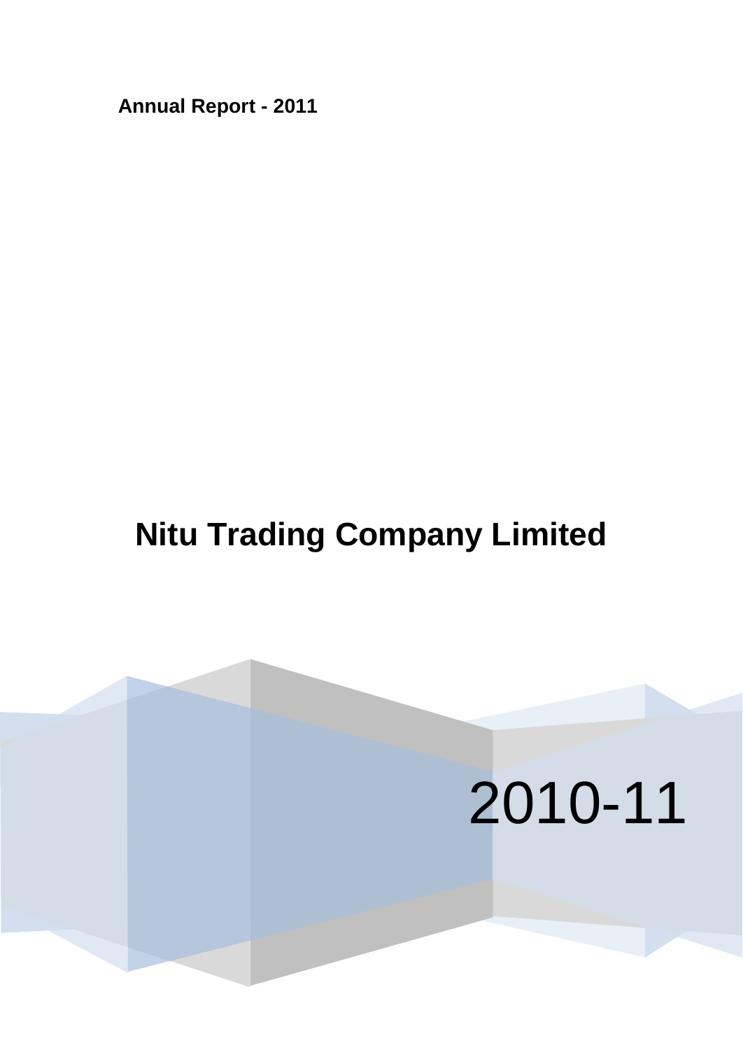**Annual Report - 2011**

# Nitu Trading Company Limited

2010-11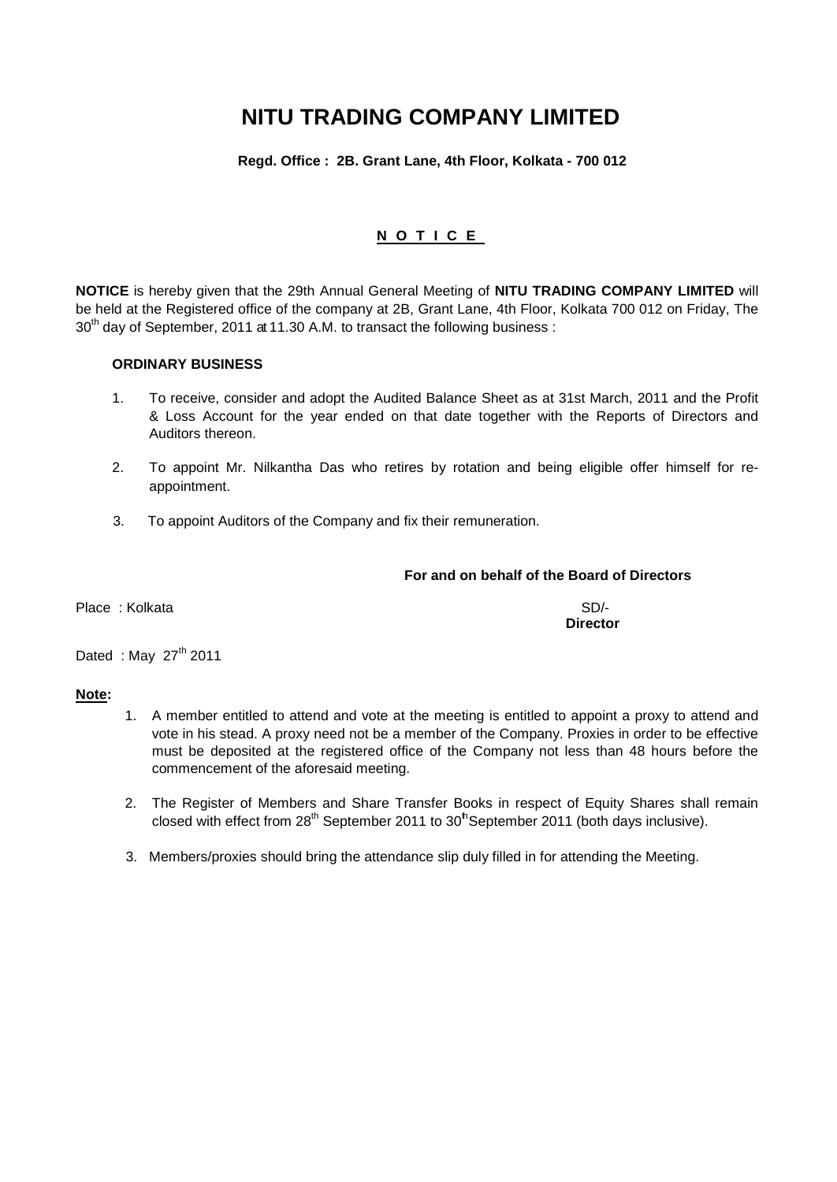# NITU TRADING COMPANY LIMITED

**Regd. Office : 2B. Grant Lane, 4th Floor, Kolkata - 700 012**

## N O T I C E

**NOTICE** is hereby given that the 29th Annual General Meeting of **NITU TRADING COMPANY LIMITED** will be held at the Registered office of the company at 2B, Grant Lane, 4th Floor, Kolkata 700 012 on Friday, The 30th day of September, 2011 at 11.30 A.M. to transact the following business :

**ORDINARY BUSINESS**

1. To receive, consider and adopt the Audited Balance Sheet as at 31st March, 2011 and the Profit & Loss Account for the year ended on that date together with the Reports of Directors and Auditors thereon.

2. To appoint Mr. Nilkantha Das who retires by rotation and being eligible offer himself for re-appointment.

3. To appoint Auditors of the Company and fix their remuneration.

**For and on behalf of the Board of Directors**

Place : Kolkata

SD/-
**Director**

Dated : May 27th 2011

**Note:**

1. A member entitled to attend and vote at the meeting is entitled to appoint a proxy to attend and vote in his stead. A proxy need not be a member of the Company. Proxies in order to be effective must be deposited at the registered office of the Company not less than 48 hours before the commencement of the aforesaid meeting.

2. The Register of Members and Share Transfer Books in respect of Equity Shares shall remain closed with effect from 28th September 2011 to 30th September 2011 (both days inclusive).

3. Members/proxies should bring the attendance slip duly filled in for attending the Meeting.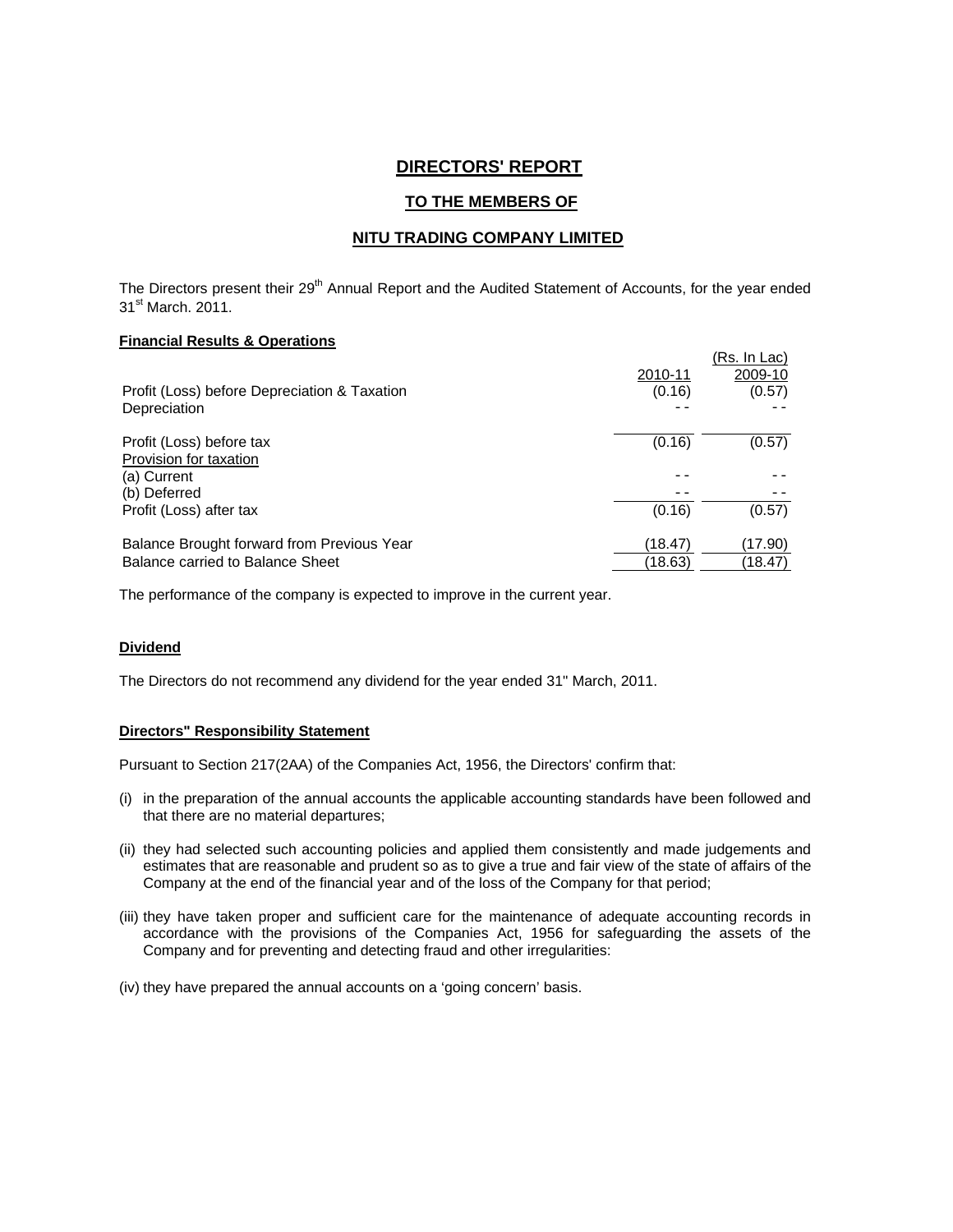# DIRECTORS' REPORT

## TO THE MEMBERS OF

## NITU TRADING COMPANY LIMITED

The Directors present their 29th Annual Report and the Audited Statement of Accounts, for the year ended 31st March. 2011.

**Financial Results & Operations**

| | 2010-11 | (Rs. In Lac) 2009-10 |
|---|---|---|
| Profit (Loss) before Depreciation & Taxation | (0.16) | (0.57) |
| Depreciation | - - | - - |
| Profit (Loss) before tax | (0.16) | (0.57) |
| Provision for taxation | | |
| (a) Current | - - | - - |
| (b) Deferred | - - | - - |
| Profit (Loss) after tax | (0.16) | (0.57) |
| Balance Brought forward from Previous Year | (18.47) | (17.90) |
| Balance carried to Balance Sheet | (18.63) | (18.47) |

The performance of the company is expected to improve in the current year.

**Dividend**

The Directors do not recommend any dividend for the year ended 31" March, 2011.

**Directors" Responsibility Statement**

Pursuant to Section 217(2AA) of the Companies Act, 1956, the Directors' confirm that:

(i) in the preparation of the annual accounts the applicable accounting standards have been followed and that there are no material departures;

(ii) they had selected such accounting policies and applied them consistently and made judgements and estimates that are reasonable and prudent so as to give a true and fair view of the state of affairs of the Company at the end of the financial year and of the loss of the Company for that period;

(iii) they have taken proper and sufficient care for the maintenance of adequate accounting records in accordance with the provisions of the Companies Act, 1956 for safeguarding the assets of the Company and for preventing and detecting fraud and other irregularities:

(iv) they have prepared the annual accounts on a 'going concern' basis.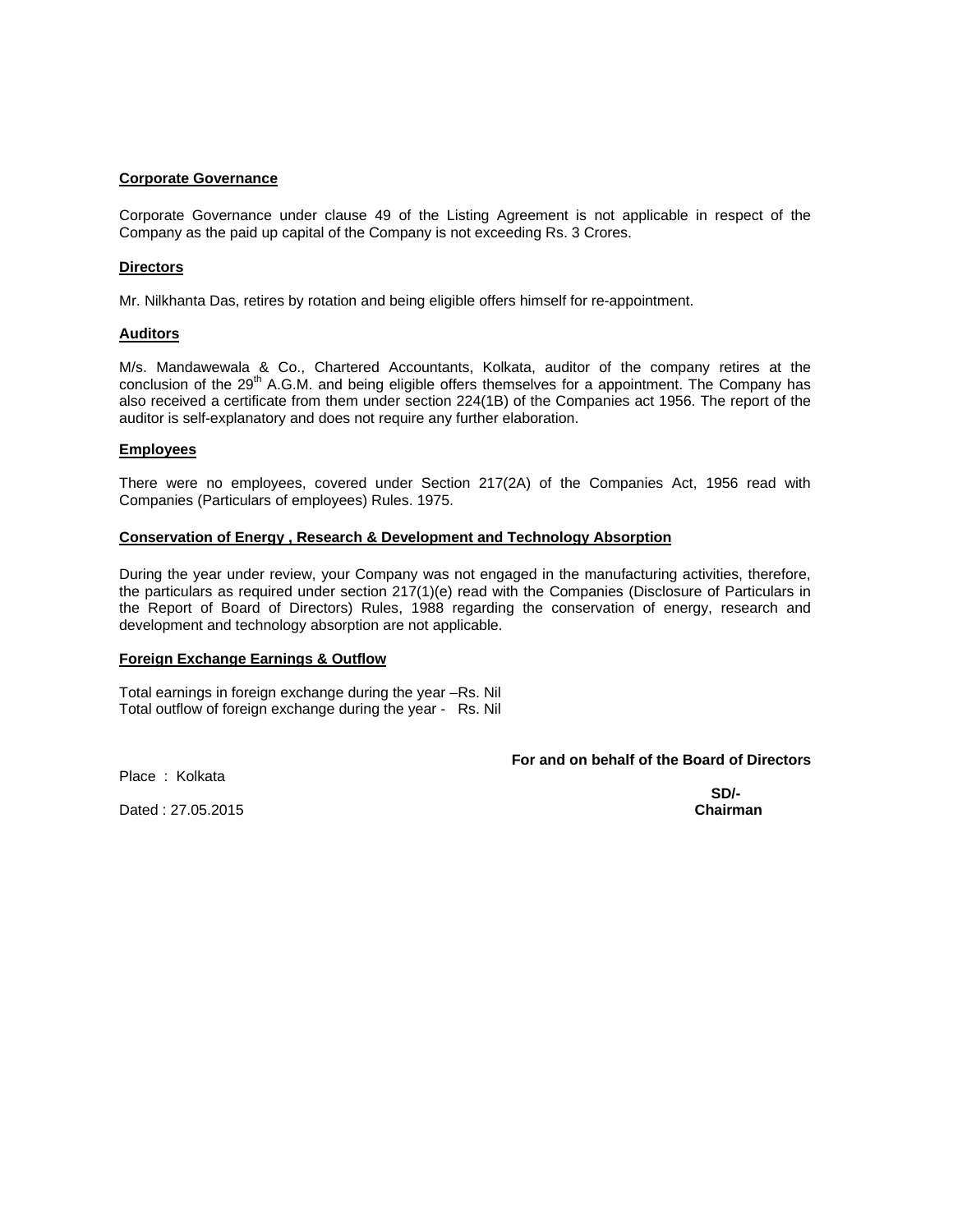**Corporate Governance**

Corporate Governance under clause 49 of the Listing Agreement is not applicable in respect of the Company as the paid up capital of the Company is not exceeding Rs. 3 Crores.

**Directors**

Mr. Nilkhanta Das, retires by rotation and being eligible offers himself for re-appointment.

**Auditors**

M/s. Mandawewala & Co., Chartered Accountants, Kolkata, auditor of the company retires at the conclusion of the 29th A.G.M. and being eligible offers themselves for a appointment. The Company has also received a certificate from them under section 224(1B) of the Companies act 1956. The report of the auditor is self-explanatory and does not require any further elaboration.

**Employees**

There were no employees, covered under Section 217(2A) of the Companies Act, 1956 read with Companies (Particulars of employees) Rules. 1975.

**Conservation of Energy , Research & Development and Technology Absorption**

During the year under review, your Company was not engaged in the manufacturing activities, therefore, the particulars as required under section 217(1)(e) read with the Companies (Disclosure of Particulars in the Report of Board of Directors) Rules, 1988 regarding the conservation of energy, research and development and technology absorption are not applicable.

**Foreign Exchange Earnings & Outflow**

Total earnings in foreign exchange during the year –Rs. Nil
Total outflow of foreign exchange during the year - Rs. Nil

**For and on behalf of the Board of Directors**

Place : Kolkata

**SD/-**

Dated : 27.05.2015

**Chairman**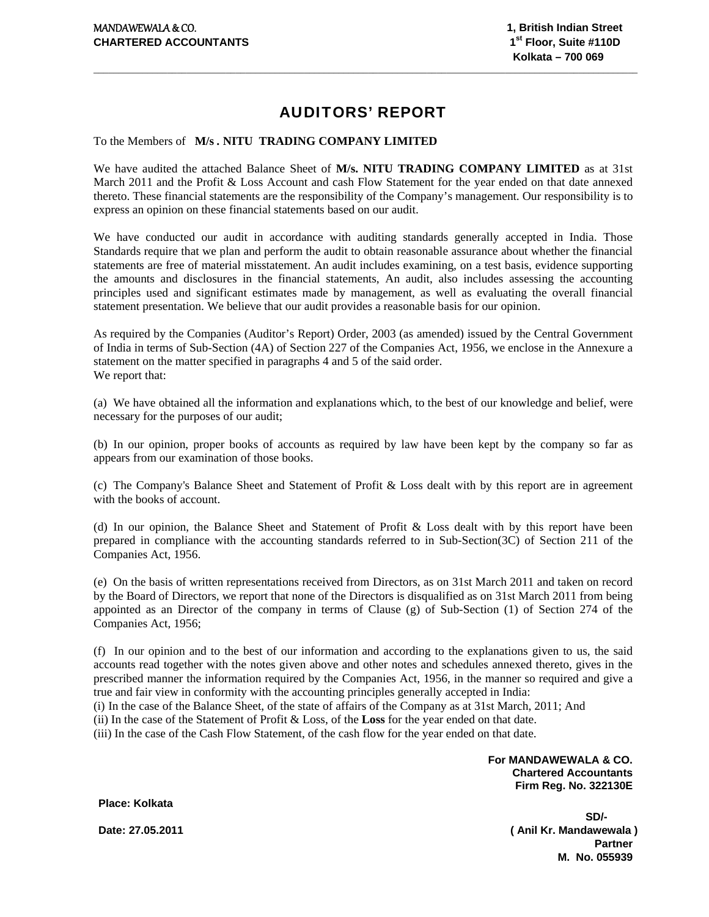MANDAWEWALA & CO.
**CHARTERED ACCOUNTANTS**

**1, British Indian Street**
**1st Floor, Suite #110D**
**Kolkata – 700 069**

# AUDITORS' REPORT

To the Members of **M/s . NITU TRADING COMPANY LIMITED**

We have audited the attached Balance Sheet of **M/s. NITU TRADING COMPANY LIMITED** as at 31st March 2011 and the Profit & Loss Account and cash Flow Statement for the year ended on that date annexed thereto. These financial statements are the responsibility of the Company's management. Our responsibility is to express an opinion on these financial statements based on our audit.

We have conducted our audit in accordance with auditing standards generally accepted in India. Those Standards require that we plan and perform the audit to obtain reasonable assurance about whether the financial statements are free of material misstatement. An audit includes examining, on a test basis, evidence supporting the amounts and disclosures in the financial statements, An audit, also includes assessing the accounting principles used and significant estimates made by management, as well as evaluating the overall financial statement presentation. We believe that our audit provides a reasonable basis for our opinion.

As required by the Companies (Auditor's Report) Order, 2003 (as amended) issued by the Central Government of India in terms of Sub-Section (4A) of Section 227 of the Companies Act, 1956, we enclose in the Annexure a statement on the matter specified in paragraphs 4 and 5 of the said order.
We report that:

(a) We have obtained all the information and explanations which, to the best of our knowledge and belief, were necessary for the purposes of our audit;

(b) In our opinion, proper books of accounts as required by law have been kept by the company so far as appears from our examination of those books.

(c) The Company's Balance Sheet and Statement of Profit & Loss dealt with by this report are in agreement with the books of account.

(d) In our opinion, the Balance Sheet and Statement of Profit & Loss dealt with by this report have been prepared in compliance with the accounting standards referred to in Sub-Section(3C) of Section 211 of the Companies Act, 1956.

(e) On the basis of written representations received from Directors, as on 31st March 2011 and taken on record by the Board of Directors, we report that none of the Directors is disqualified as on 31st March 2011 from being appointed as an Director of the company in terms of Clause (g) of Sub-Section (1) of Section 274 of the Companies Act, 1956;

(f) In our opinion and to the best of our information and according to the explanations given to us, the said accounts read together with the notes given above and other notes and schedules annexed thereto, gives in the prescribed manner the information required by the Companies Act, 1956, in the manner so required and give a true and fair view in conformity with the accounting principles generally accepted in India:
(i) In the case of the Balance Sheet, of the state of affairs of the Company as at 31st March, 2011; And
(ii) In the case of the Statement of Profit & Loss, of the **Loss** for the year ended on that date.
(iii) In the case of the Cash Flow Statement, of the cash flow for the year ended on that date.

**For MANDAWEWALA & CO.**
**Chartered Accountants**
**Firm Reg. No. 322130E**

**Place: Kolkata**

**SD/-**

**Date: 27.05.2011**

**( Anil Kr. Mandawewala )**
**Partner**
**M. No. 055939**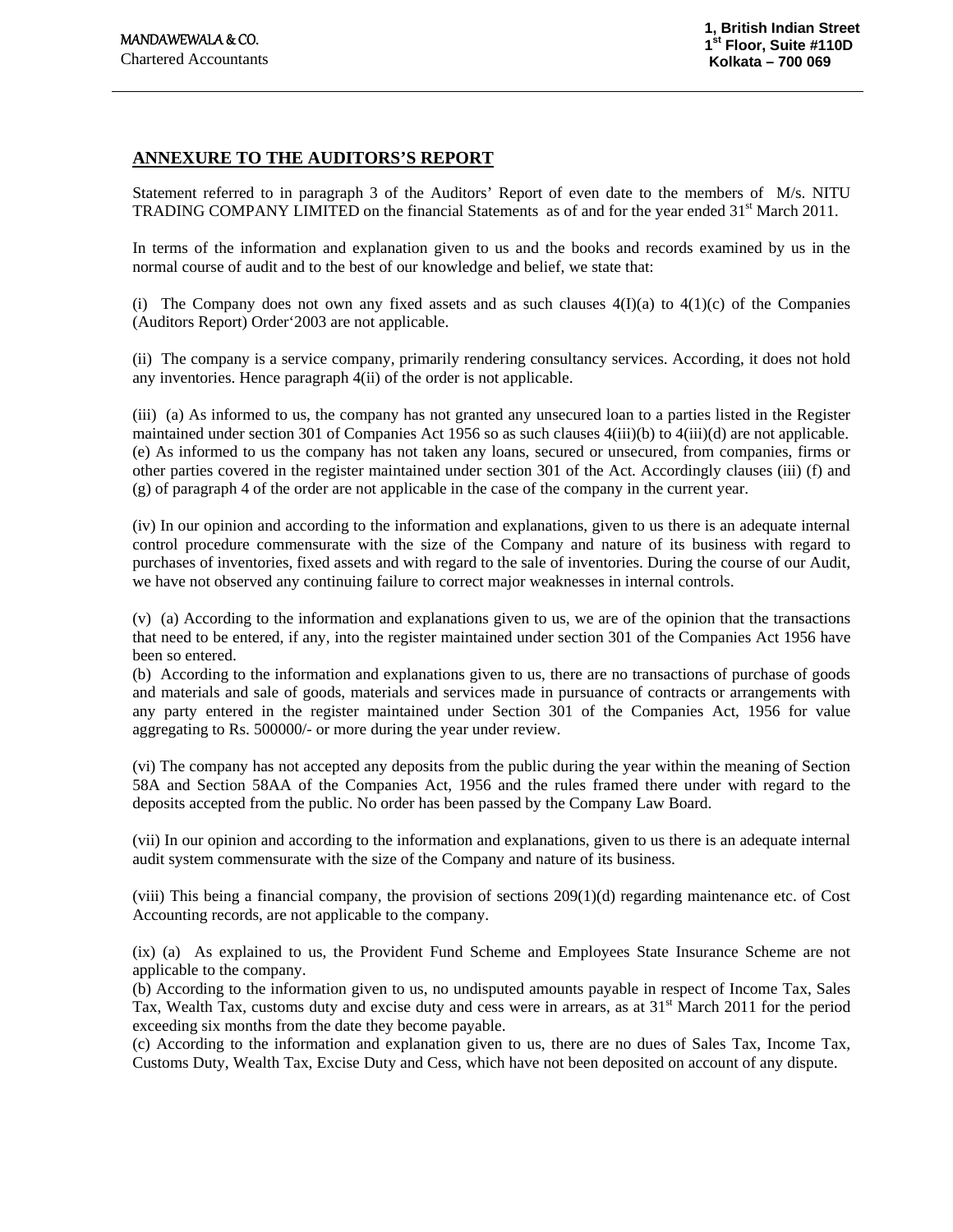MANDAWEWALA & CO.
Chartered Accountants

1, British Indian Street
1st Floor, Suite #110D
Kolkata – 700 069

## ANNEXURE TO THE AUDITORS'S REPORT

Statement referred to in paragraph 3 of the Auditors' Report of even date to the members of M/s. NITU TRADING COMPANY LIMITED on the financial Statements as of and for the year ended 31st March 2011.

In terms of the information and explanation given to us and the books and records examined by us in the normal course of audit and to the best of our knowledge and belief, we state that:

(i) The Company does not own any fixed assets and as such clauses 4(I)(a) to 4(1)(c) of the Companies (Auditors Report) Order'2003 are not applicable.

(ii) The company is a service company, primarily rendering consultancy services. According, it does not hold any inventories. Hence paragraph 4(ii) of the order is not applicable.

(iii) (a) As informed to us, the company has not granted any unsecured loan to a parties listed in the Register maintained under section 301 of Companies Act 1956 so as such clauses 4(iii)(b) to 4(iii)(d) are not applicable.
(e) As informed to us the company has not taken any loans, secured or unsecured, from companies, firms or other parties covered in the register maintained under section 301 of the Act. Accordingly clauses (iii) (f) and (g) of paragraph 4 of the order are not applicable in the case of the company in the current year.

(iv) In our opinion and according to the information and explanations, given to us there is an adequate internal control procedure commensurate with the size of the Company and nature of its business with regard to purchases of inventories, fixed assets and with regard to the sale of inventories. During the course of our Audit, we have not observed any continuing failure to correct major weaknesses in internal controls.

(v) (a) According to the information and explanations given to us, we are of the opinion that the transactions that need to be entered, if any, into the register maintained under section 301 of the Companies Act 1956 have been so entered.
(b) According to the information and explanations given to us, there are no transactions of purchase of goods and materials and sale of goods, materials and services made in pursuance of contracts or arrangements with any party entered in the register maintained under Section 301 of the Companies Act, 1956 for value aggregating to Rs. 500000/- or more during the year under review.

(vi) The company has not accepted any deposits from the public during the year within the meaning of Section 58A and Section 58AA of the Companies Act, 1956 and the rules framed there under with regard to the deposits accepted from the public. No order has been passed by the Company Law Board.

(vii) In our opinion and according to the information and explanations, given to us there is an adequate internal audit system commensurate with the size of the Company and nature of its business.

(viii) This being a financial company, the provision of sections 209(1)(d) regarding maintenance etc. of Cost Accounting records, are not applicable to the company.

(ix) (a) As explained to us, the Provident Fund Scheme and Employees State Insurance Scheme are not applicable to the company.
(b) According to the information given to us, no undisputed amounts payable in respect of Income Tax, Sales Tax, Wealth Tax, customs duty and excise duty and cess were in arrears, as at 31st March 2011 for the period exceeding six months from the date they become payable.
(c) According to the information and explanation given to us, there are no dues of Sales Tax, Income Tax, Customs Duty, Wealth Tax, Excise Duty and Cess, which have not been deposited on account of any dispute.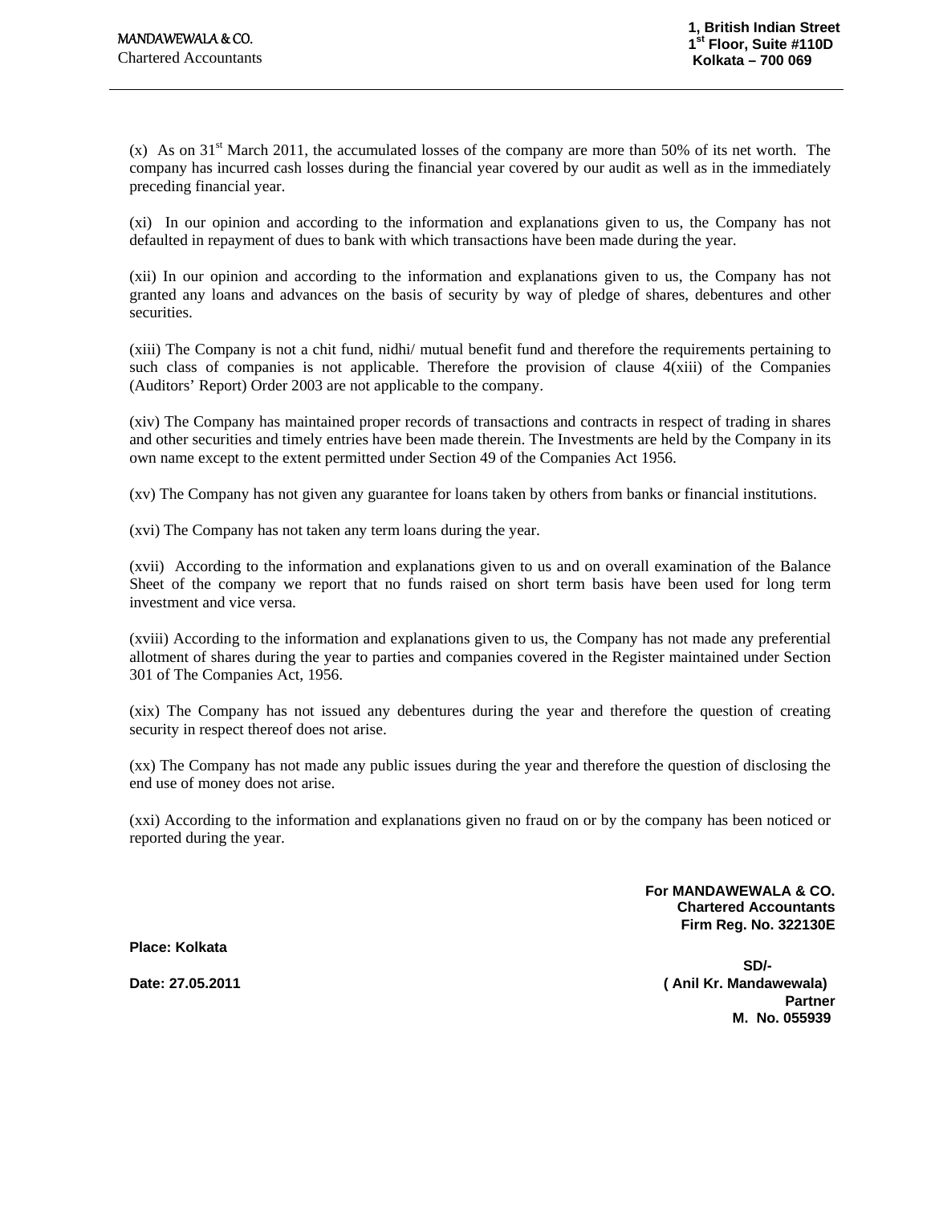(x) As on 31st March 2011, the accumulated losses of the company are more than 50% of its net worth. The company has incurred cash losses during the financial year covered by our audit as well as in the immediately preceding financial year.

(xi) In our opinion and according to the information and explanations given to us, the Company has not defaulted in repayment of dues to bank with which transactions have been made during the year.

(xii) In our opinion and according to the information and explanations given to us, the Company has not granted any loans and advances on the basis of security by way of pledge of shares, debentures and other securities.

(xiii) The Company is not a chit fund, nidhi/ mutual benefit fund and therefore the requirements pertaining to such class of companies is not applicable. Therefore the provision of clause 4(xiii) of the Companies (Auditors' Report) Order 2003 are not applicable to the company.

(xiv) The Company has maintained proper records of transactions and contracts in respect of trading in shares and other securities and timely entries have been made therein. The Investments are held by the Company in its own name except to the extent permitted under Section 49 of the Companies Act 1956.

(xv) The Company has not given any guarantee for loans taken by others from banks or financial institutions.

(xvi) The Company has not taken any term loans during the year.

(xvii) According to the information and explanations given to us and on overall examination of the Balance Sheet of the company we report that no funds raised on short term basis have been used for long term investment and vice versa.

(xviii) According to the information and explanations given to us, the Company has not made any preferential allotment of shares during the year to parties and companies covered in the Register maintained under Section 301 of The Companies Act, 1956.

(xix) The Company has not issued any debentures during the year and therefore the question of creating security in respect thereof does not arise.

(xx) The Company has not made any public issues during the year and therefore the question of disclosing the end use of money does not arise.

(xxi) According to the information and explanations given no fraud on or by the company has been noticed or reported during the year.

**For MANDAWEWALA & CO.**
**Chartered Accountants**
**Firm Reg. No. 322130E**

**Place: Kolkata**

**SD/-**

**Date: 27.05.2011**

**( Anil Kr. Mandawewala)**
**Partner**
**M. No. 055939**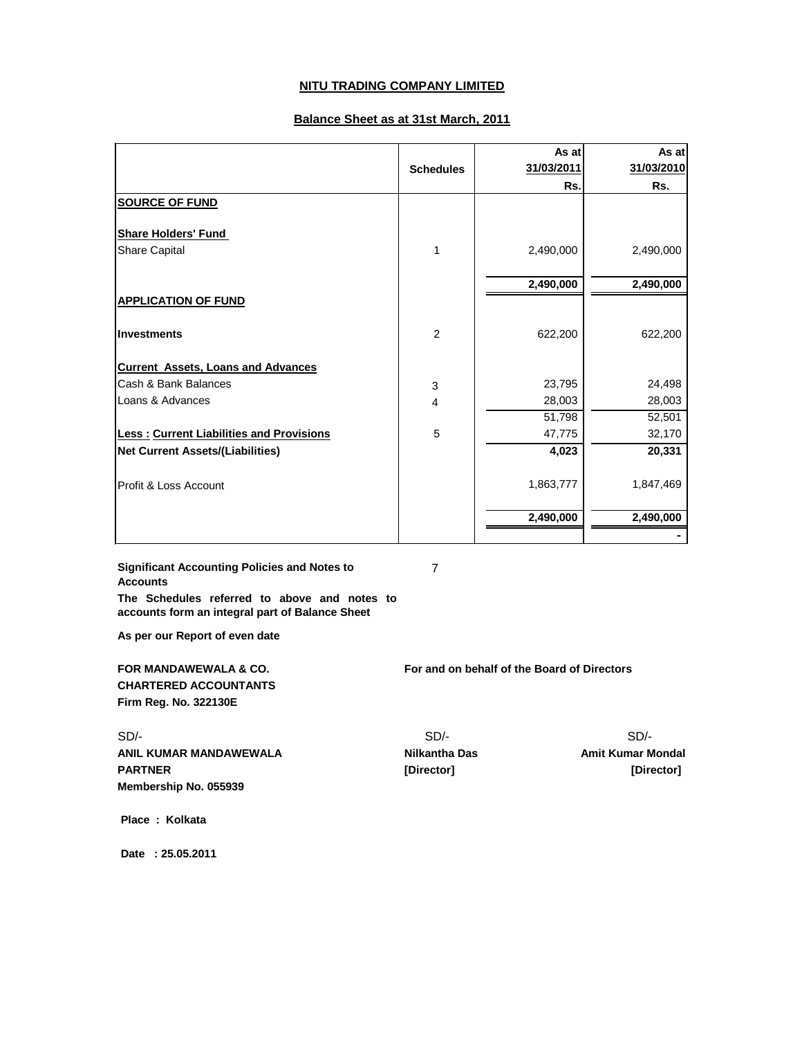# NITU TRADING COMPANY LIMITED

## Balance Sheet as at 31st March, 2011

| | Schedules | As at 31/03/2011 Rs. | As at 31/03/2010 Rs. |
|---|---|---|---|
| **SOURCE OF FUND** | | | |
| **Share Holders' Fund** | | | |
| Share Capital | 1 | 2,490,000 | 2,490,000 |
| | | **2,490,000** | **2,490,000** |
| **APPLICATION OF FUND** | | | |
| **Investments** | 2 | 622,200 | 622,200 |
| **Current Assets, Loans and Advances** | | | |
| Cash & Bank Balances | 3 | 23,795 | 24,498 |
| Loans & Advances | 4 | 28,003 | 28,003 |
| | | 51,798 | 52,501 |
| **Less : Current Liabilities and Provisions** | 5 | 47,775 | 32,170 |
| **Net Current Assets/(Liabilities)** | | **4,023** | **20,331** |
| Profit & Loss Account | | 1,863,777 | 1,847,469 |
| | | **2,490,000** | **2,490,000** |
| | | | - |

**Significant Accounting Policies and Notes to Accounts** 7

**The Schedules referred to above and notes to accounts form an integral part of Balance Sheet**

**As per our Report of even date**

**FOR MANDAWEWALA & CO.**
**CHARTERED ACCOUNTANTS**
**Firm Reg. No. 322130E**

For and on behalf of the Board of Directors

SD/-
**ANIL KUMAR MANDAWEWALA**
**PARTNER**
**Membership No. 055939**

SD/-
**Nilkantha Das**
**[Director]**

SD/-
**Amit Kumar Mondal**
**[Director]**

**Place : Kolkata**

**Date : 25.05.2011**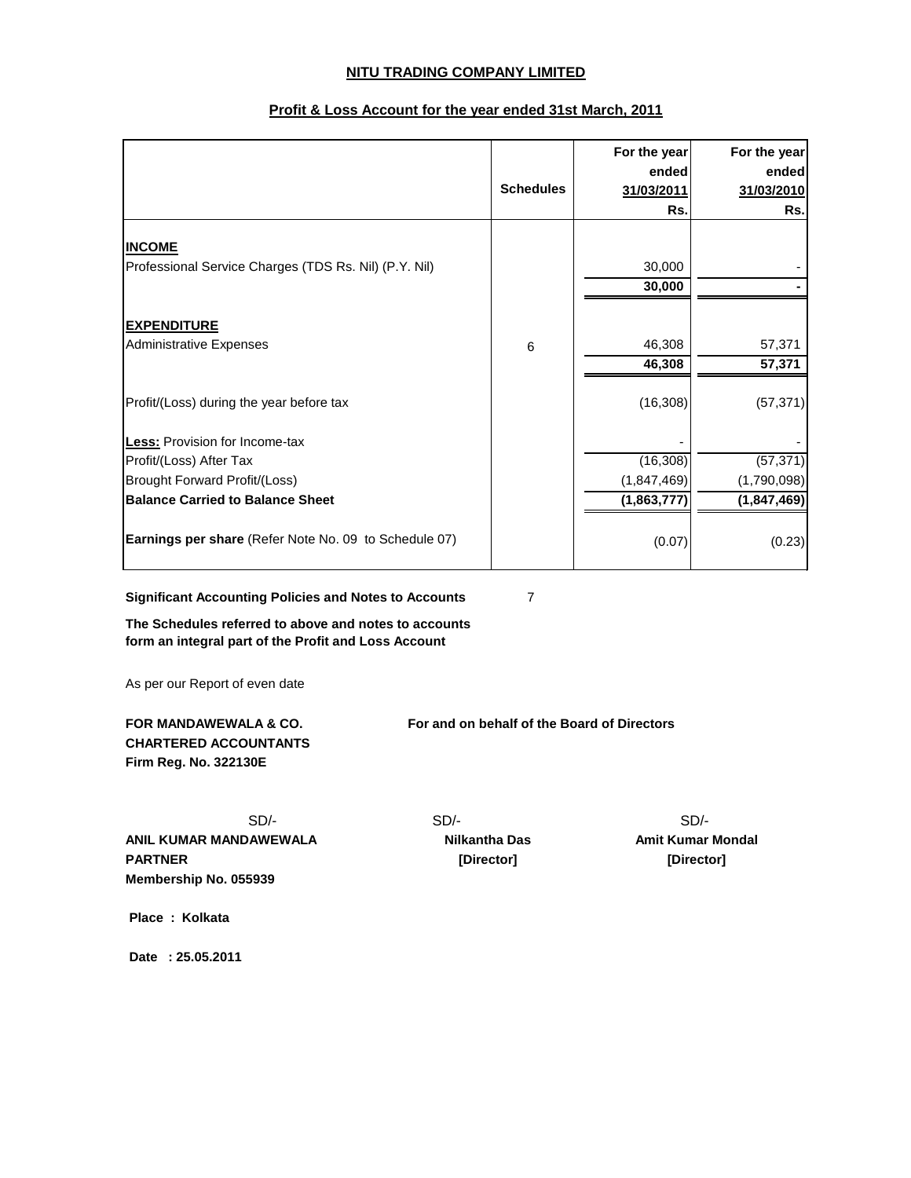# NITU TRADING COMPANY LIMITED

## Profit & Loss Account for the year ended 31st March, 2011

| | Schedules | For the year ended 31/03/2011 Rs. | For the year ended 31/03/2010 Rs. |
|---|---|---|---|
| **INCOME** | | | |
| Professional Service Charges (TDS Rs. Nil) (P.Y. Nil) | | 30,000 | - |
| | | **30,000** | **-** |
| **EXPENDITURE** | | | |
| Administrative Expenses | 6 | 46,308 | 57,371 |
| | | **46,308** | **57,371** |
| Profit/(Loss) during the year before tax | | (16,308) | (57,371) |
| **Less:** Provision for Income-tax | | - | - |
| Profit/(Loss) After Tax | | (16,308) | (57,371) |
| Brought Forward Profit/(Loss) | | (1,847,469) | (1,790,098) |
| **Balance Carried to Balance Sheet** | | **(1,863,777)** | **(1,847,469)** |
| **Earnings per share** (Refer Note No. 09 to Schedule 07) | | (0.07) | (0.23) |

**Significant Accounting Policies and Notes to Accounts** 7

**The Schedules referred to above and notes to accounts form an integral part of the Profit and Loss Account**

As per our Report of even date

**FOR MANDAWEWALA & CO.**
**CHARTERED ACCOUNTANTS**
**Firm Reg. No. 322130E**

For and on behalf of the Board of Directors

SD/-
**ANIL KUMAR MANDAWEWALA**
**PARTNER**
**Membership No. 055939**

SD/-
**Nilkantha Das**
**[Director]**

SD/-
**Amit Kumar Mondal**
**[Director]**

**Place : Kolkata**

**Date : 25.05.2011**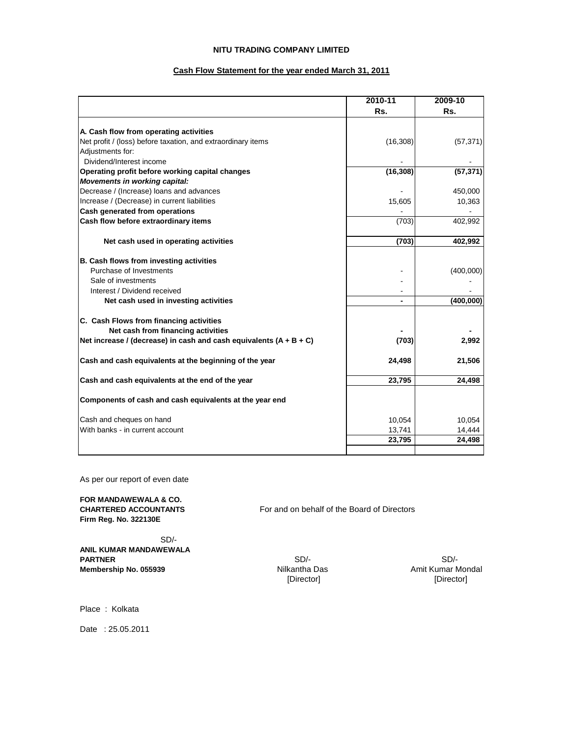# NITU TRADING COMPANY LIMITED

## Cash Flow Statement for the year ended March 31, 2011

| | 2010-11 Rs. | 2009-10 Rs. |
|---|---|---|
| **A. Cash flow from operating activities** | | |
| Net profit / (loss) before taxation, and extraordinary items | (16,308) | (57,371) |
| Adjustments for: | | |
| Dividend/Interest income | - | - |
| **Operating profit before working capital changes** | **(16,308)** | **(57,371)** |
| ***Movements in working capital:*** | | |
| Decrease / (Increase) loans and advances | - | 450,000 |
| Increase / (Decrease) in current liabilities | 15,605 | 10,363 |
| **Cash generated from operations** | - | - |
| **Cash flow before extraordinary items** | (703) | 402,992 |
| **Net cash used in operating activities** | **(703)** | **402,992** |
| **B. Cash flows from investing activities** | | |
| Purchase of Investments | - | (400,000) |
| Sale of investments | - | - |
| Interest / Dividend received | - | - |
| **Net cash used in investing activities** | **-** | **(400,000)** |
| **C. Cash Flows from financing activities** | | |
| **Net cash from financing activities** | **-** | **-** |
| **Net increase / (decrease) in cash and cash equivalents (A + B + C)** | **(703)** | **2,992** |
| **Cash and cash equivalents at the beginning of the year** | **24,498** | **21,506** |
| **Cash and cash equivalents at the end of the year** | **23,795** | **24,498** |
| **Components of cash and cash equivalents at the year end** | | |
| Cash and cheques on hand | 10,054 | 10,054 |
| With banks - in current account | 13,741 | 14,444 |
| | **23,795** | **24,498** |

As per our report of even date

**FOR MANDAWEWALA & CO.**
**CHARTERED ACCOUNTANTS**
**Firm Reg. No. 322130E**

For and on behalf of the Board of Directors

SD/-
**ANIL KUMAR MANDAWEWALA**
**PARTNER**
**Membership No. 055939**

SD/-
Nilkantha Das
[Director]

SD/-
Amit Kumar Mondal
[Director]

Place : Kolkata

Date : 25.05.2011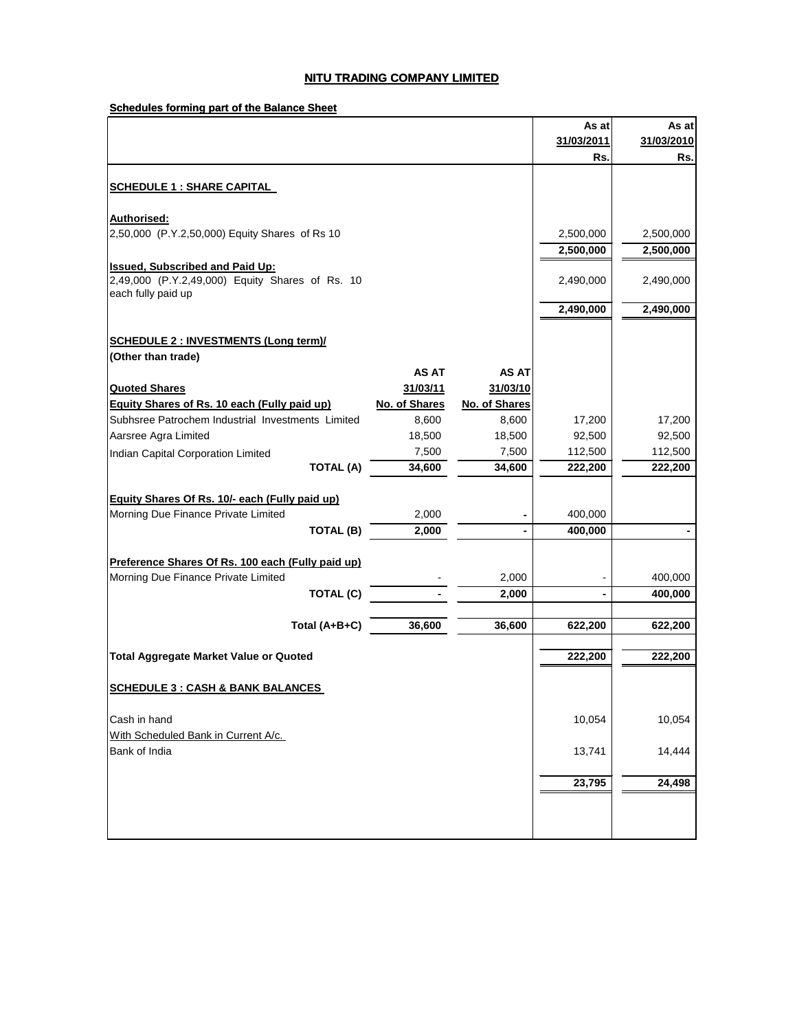# NITU TRADING COMPANY LIMITED

**Schedules forming part of the Balance Sheet**

| | | | As at 31/03/2011 Rs. | As at 31/03/2010 Rs. |
|---|---|---|---|---|
| **SCHEDULE 1 : SHARE CAPITAL** | | | | |
| **Authorised:** | | | | |
| 2,50,000 (P.Y.2,50,000) Equity Shares of Rs 10 | | | 2,500,000 | 2,500,000 |
| | | | 2,500,000 | 2,500,000 |
| **Issued, Subscribed and Paid Up:** | | | | |
| 2,49,000 (P.Y.2,49,000) Equity Shares of Rs. 10 each fully paid up | | | 2,490,000 | 2,490,000 |
| | | | 2,490,000 | 2,490,000 |
| **SCHEDULE 2 : INVESTMENTS (Long term)/ (Other than trade)** | | | | |
| | **AS AT 31/03/11** | **AS AT 31/03/10** | | |
| **Quoted Shares** | | | | |
| **Equity Shares of Rs. 10 each (Fully paid up)** | **No. of Shares** | **No. of Shares** | | |
| Subhsree Patrochem Industrial Investments Limited | 8,600 | 8,600 | 17,200 | 17,200 |
| Aarsree Agra Limited | 18,500 | 18,500 | 92,500 | 92,500 |
| Indian Capital Corporation Limited | 7,500 | 7,500 | 112,500 | 112,500 |
| **TOTAL (A)** | 34,600 | 34,600 | 222,200 | 222,200 |
| **Equity Shares Of Rs. 10/- each (Fully paid up)** | | | | |
| Morning Due Finance Private Limited | 2,000 | - | 400,000 | |
| **TOTAL (B)** | 2,000 | - | 400,000 | - |
| **Preference Shares Of Rs. 100 each (Fully paid up)** | | | | |
| Morning Due Finance Private Limited | - | 2,000 | - | 400,000 |
| **TOTAL (C)** | - | 2,000 | - | 400,000 |
| **Total (A+B+C)** | 36,600 | 36,600 | 622,200 | 622,200 |
| **Total Aggregate Market Value or Quoted** | | | 222,200 | 222,200 |
| **SCHEDULE 3 : CASH & BANK BALANCES** | | | | |
| Cash in hand | | | 10,054 | 10,054 |
| With Scheduled Bank in Current A/c. | | | | |
| Bank of India | | | 13,741 | 14,444 |
| | | | 23,795 | 24,498 |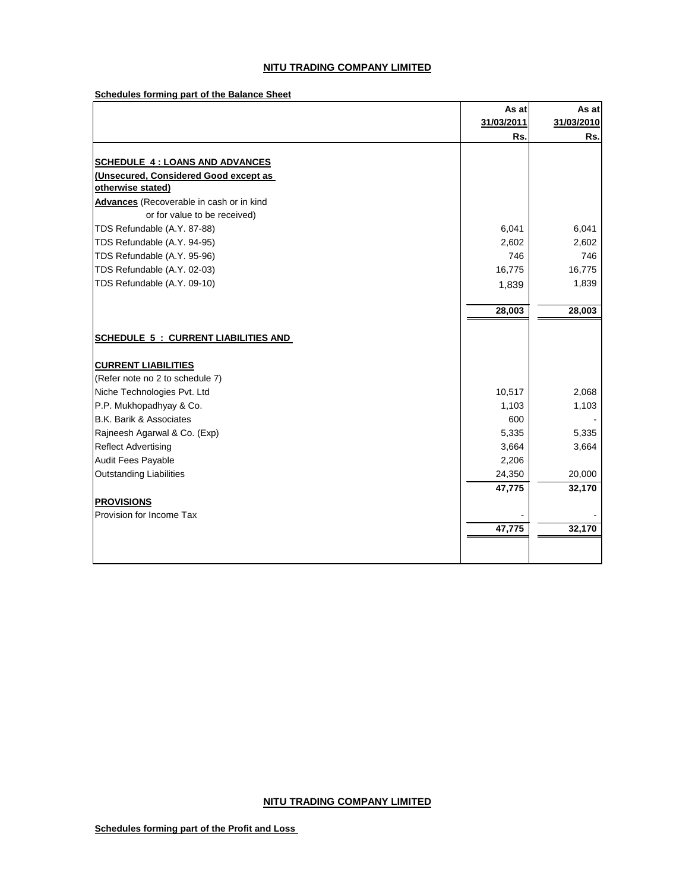## NITU TRADING COMPANY LIMITED

**Schedules forming part of the Balance Sheet**

| | As at 31/03/2011 Rs. | As at 31/03/2010 Rs. |
|---|---|---|
| **SCHEDULE 4 : LOANS AND ADVANCES** | | |
| **(Unsecured, Considered Good except as otherwise stated)** | | |
| **Advances** (Recoverable in cash or in kind or for value to be received) | | |
| TDS Refundable (A.Y. 87-88) | 6,041 | 6,041 |
| TDS Refundable (A.Y. 94-95) | 2,602 | 2,602 |
| TDS Refundable (A.Y. 95-96) | 746 | 746 |
| TDS Refundable (A.Y. 02-03) | 16,775 | 16,775 |
| TDS Refundable (A.Y. 09-10) | 1,839 | 1,839 |
| | **28,003** | **28,003** |
| **SCHEDULE 5 : CURRENT LIABILITIES AND** | | |
| **CURRENT LIABILITIES** | | |
| (Refer note no 2 to schedule 7) | | |
| Niche Technologies Pvt. Ltd | 10,517 | 2,068 |
| P.P. Mukhopadhyay & Co. | 1,103 | 1,103 |
| B.K. Barik & Associates | 600 | - |
| Rajneesh Agarwal & Co. (Exp) | 5,335 | 5,335 |
| Reflect Advertising | 3,664 | 3,664 |
| Audit Fees Payable | 2,206 | |
| Outstanding Liabilities | 24,350 | 20,000 |
| | **47,775** | **32,170** |
| **PROVISIONS** | | |
| Provision for Income Tax | - | - |
| | **47,775** | **32,170** |

## NITU TRADING COMPANY LIMITED

**Schedules forming part of the Profit and Loss**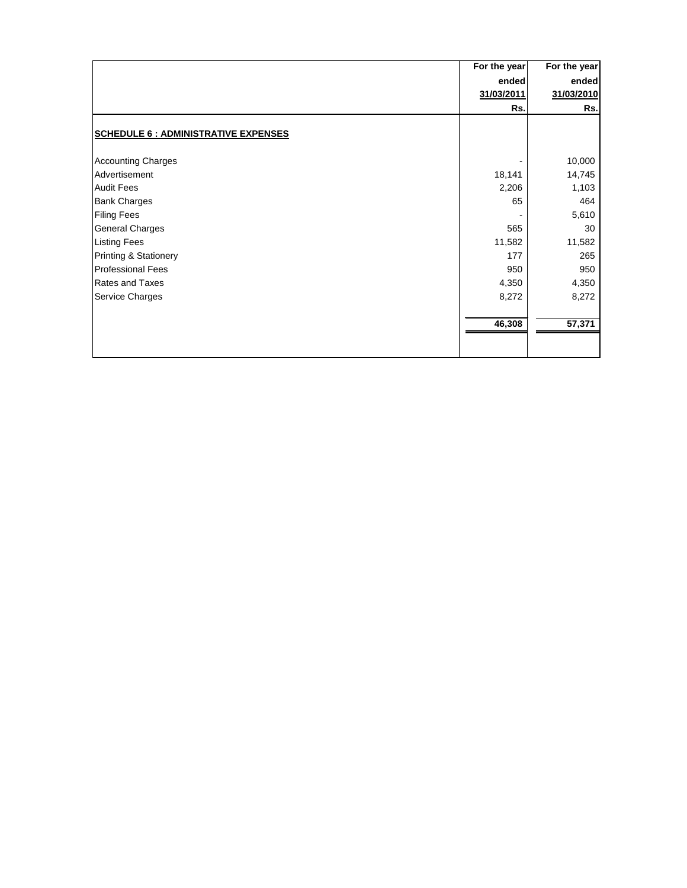| | For the year ended 31/03/2011 Rs. | For the year ended 31/03/2010 Rs. |
|---|---|---|
| **SCHEDULE 6 : ADMINISTRATIVE EXPENSES** | | |
| Accounting Charges | - | 10,000 |
| Advertisement | 18,141 | 14,745 |
| Audit Fees | 2,206 | 1,103 |
| Bank Charges | 65 | 464 |
| Filing Fees | - | 5,610 |
| General Charges | 565 | 30 |
| Listing Fees | 11,582 | 11,582 |
| Printing & Stationery | 177 | 265 |
| Professional Fees | 950 | 950 |
| Rates and Taxes | 4,350 | 4,350 |
| Service Charges | 8,272 | 8,272 |
| | **46,308** | **57,371** |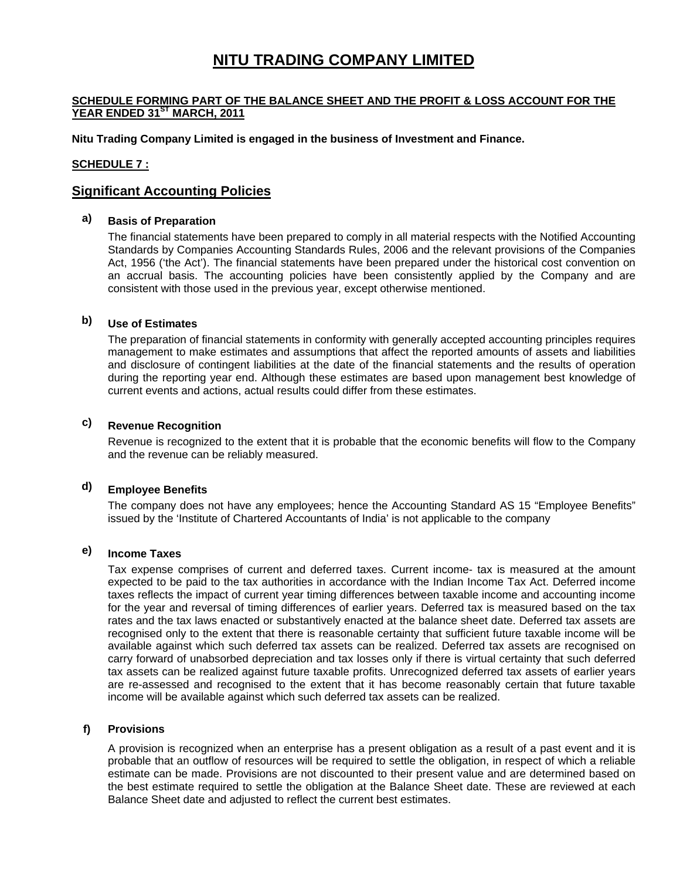# NITU TRADING COMPANY LIMITED

**SCHEDULE FORMING PART OF THE BALANCE SHEET AND THE PROFIT & LOSS ACCOUNT FOR THE YEAR ENDED 31ST MARCH, 2011**

**Nitu Trading Company Limited is engaged in the business of Investment and Finance.**

**SCHEDULE 7 :**

## Significant Accounting Policies

**a) Basis of Preparation**

The financial statements have been prepared to comply in all material respects with the Notified Accounting Standards by Companies Accounting Standards Rules, 2006 and the relevant provisions of the Companies Act, 1956 ('the Act'). The financial statements have been prepared under the historical cost convention on an accrual basis. The accounting policies have been consistently applied by the Company and are consistent with those used in the previous year, except otherwise mentioned.

**b) Use of Estimates**

The preparation of financial statements in conformity with generally accepted accounting principles requires management to make estimates and assumptions that affect the reported amounts of assets and liabilities and disclosure of contingent liabilities at the date of the financial statements and the results of operation during the reporting year end. Although these estimates are based upon management best knowledge of current events and actions, actual results could differ from these estimates.

**c) Revenue Recognition**

Revenue is recognized to the extent that it is probable that the economic benefits will flow to the Company and the revenue can be reliably measured.

**d) Employee Benefits**

The company does not have any employees; hence the Accounting Standard AS 15 "Employee Benefits" issued by the 'Institute of Chartered Accountants of India' is not applicable to the company

**e) Income Taxes**

Tax expense comprises of current and deferred taxes. Current income- tax is measured at the amount expected to be paid to the tax authorities in accordance with the Indian Income Tax Act. Deferred income taxes reflects the impact of current year timing differences between taxable income and accounting income for the year and reversal of timing differences of earlier years. Deferred tax is measured based on the tax rates and the tax laws enacted or substantively enacted at the balance sheet date. Deferred tax assets are recognised only to the extent that there is reasonable certainty that sufficient future taxable income will be available against which such deferred tax assets can be realized. Deferred tax assets are recognised on carry forward of unabsorbed depreciation and tax losses only if there is virtual certainty that such deferred tax assets can be realized against future taxable profits. Unrecognized deferred tax assets of earlier years are re-assessed and recognised to the extent that it has become reasonably certain that future taxable income will be available against which such deferred tax assets can be realized.

**f) Provisions**

A provision is recognized when an enterprise has a present obligation as a result of a past event and it is probable that an outflow of resources will be required to settle the obligation, in respect of which a reliable estimate can be made. Provisions are not discounted to their present value and are determined based on the best estimate required to settle the obligation at the Balance Sheet date. These are reviewed at each Balance Sheet date and adjusted to reflect the current best estimates.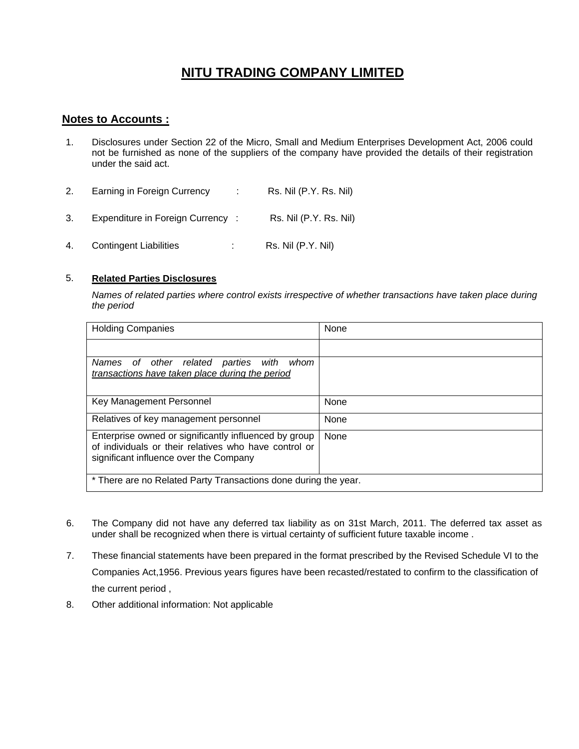# NITU TRADING COMPANY LIMITED

## Notes to Accounts :

1. Disclosures under Section 22 of the Micro, Small and Medium Enterprises Development Act, 2006 could not be furnished as none of the suppliers of the company have provided the details of their registration under the said act.

2. Earning in Foreign Currency : Rs. Nil (P.Y. Rs. Nil)

3. Expenditure in Foreign Currency : Rs. Nil (P.Y. Rs. Nil)

4. Contingent Liabilities : Rs. Nil (P.Y. Nil)

5. **Related Parties Disclosures**

   *Names of related parties where control exists irrespective of whether transactions have taken place during the period*

| Holding Companies | None |
|---|---|
| | |
| *Names of other related parties with whom transactions have taken place during the period* | |
| Key Management Personnel | None |
| Relatives of key management personnel | None |
| Enterprise owned or significantly influenced by group of individuals or their relatives who have control or significant influence over the Company | None |
| * There are no Related Party Transactions done during the year. | |

6. The Company did not have any deferred tax liability as on 31st March, 2011. The deferred tax asset as under shall be recognized when there is virtual certainty of sufficient future taxable income .

7. These financial statements have been prepared in the format prescribed by the Revised Schedule VI to the Companies Act,1956. Previous years figures have been recasted/restated to confirm to the classification of the current period ,

8. Other additional information: Not applicable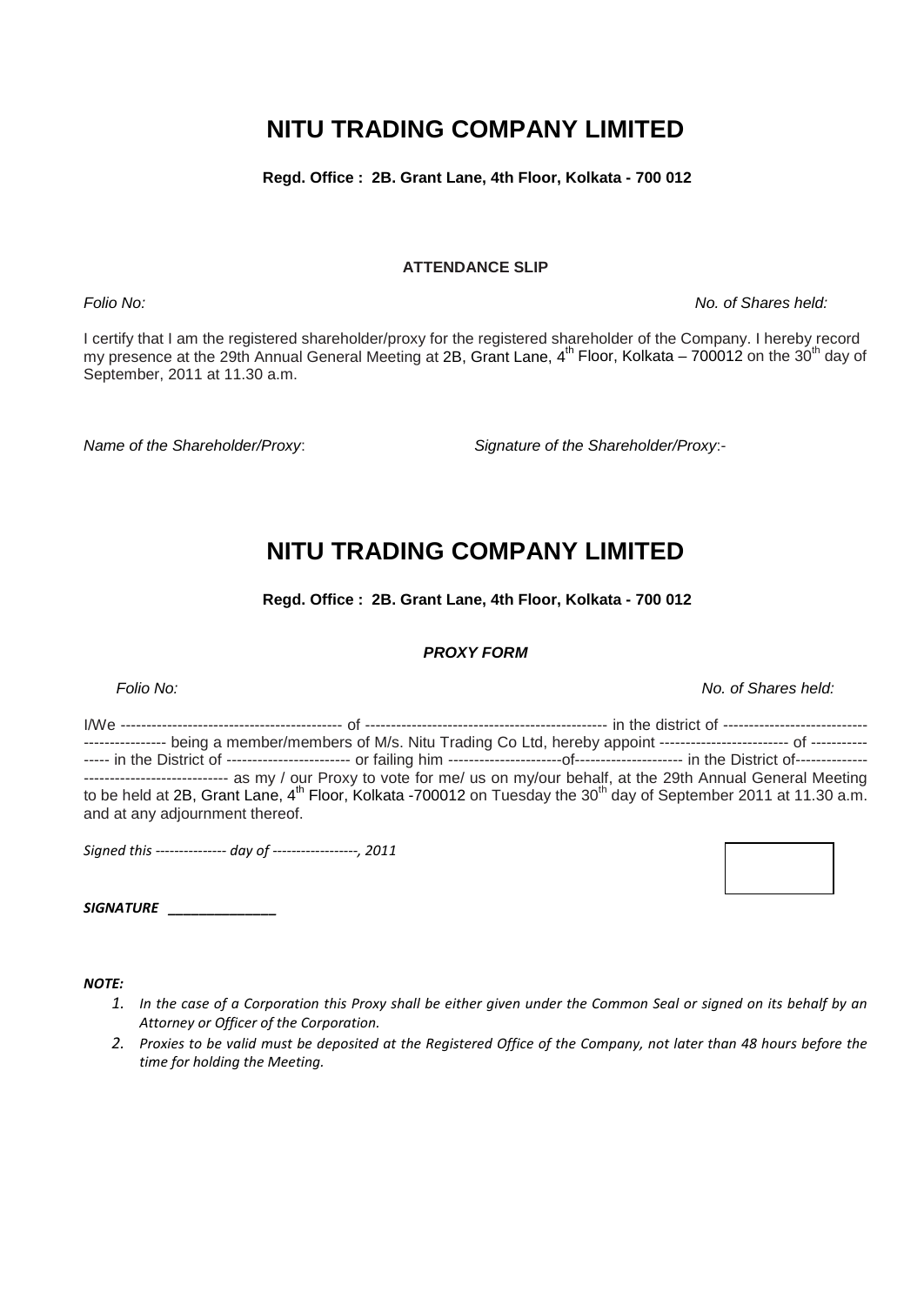# NITU TRADING COMPANY LIMITED

**Regd. Office : 2B. Grant Lane, 4th Floor, Kolkata - 700 012**

**ATTENDANCE SLIP**

*Folio No:* *No. of Shares held:*

I certify that I am the registered shareholder/proxy for the registered shareholder of the Company. I hereby record my presence at the 29th Annual General Meeting at 2B, Grant Lane, 4th Floor, Kolkata – 700012 on the 30th day of September, 2011 at 11.30 a.m.

*Name of the Shareholder/Proxy*: *Signature of the Shareholder/Proxy*:-

# NITU TRADING COMPANY LIMITED

**Regd. Office : 2B. Grant Lane, 4th Floor, Kolkata - 700 012**

***PROXY FORM***

*Folio No:* *No. of Shares held:*

I/We ------------------------------------------- of ----------------------------------------------- in the district of -------------------------------------------- being a member/members of M/s. Nitu Trading Co Ltd, hereby appoint ------------------------- of ---------------- in the District of ------------------------ or failing him ----------------------of--------------------- in the District of------------------------------------------ as my / our Proxy to vote for me/ us on my/our behalf, at the 29th Annual General Meeting to be held at 2B, Grant Lane, 4th Floor, Kolkata -700012 on Tuesday the 30th day of September 2011 at 11.30 a.m. and at any adjournment thereof.

*Signed this --------------- day of ------------------, 2011*

***SIGNATURE*** **_______________**

***NOTE:***

1. *In the case of a Corporation this Proxy shall be either given under the Common Seal or signed on its behalf by an Attorney or Officer of the Corporation.*
2. *Proxies to be valid must be deposited at the Registered Office of the Company, not later than 48 hours before the time for holding the Meeting.*